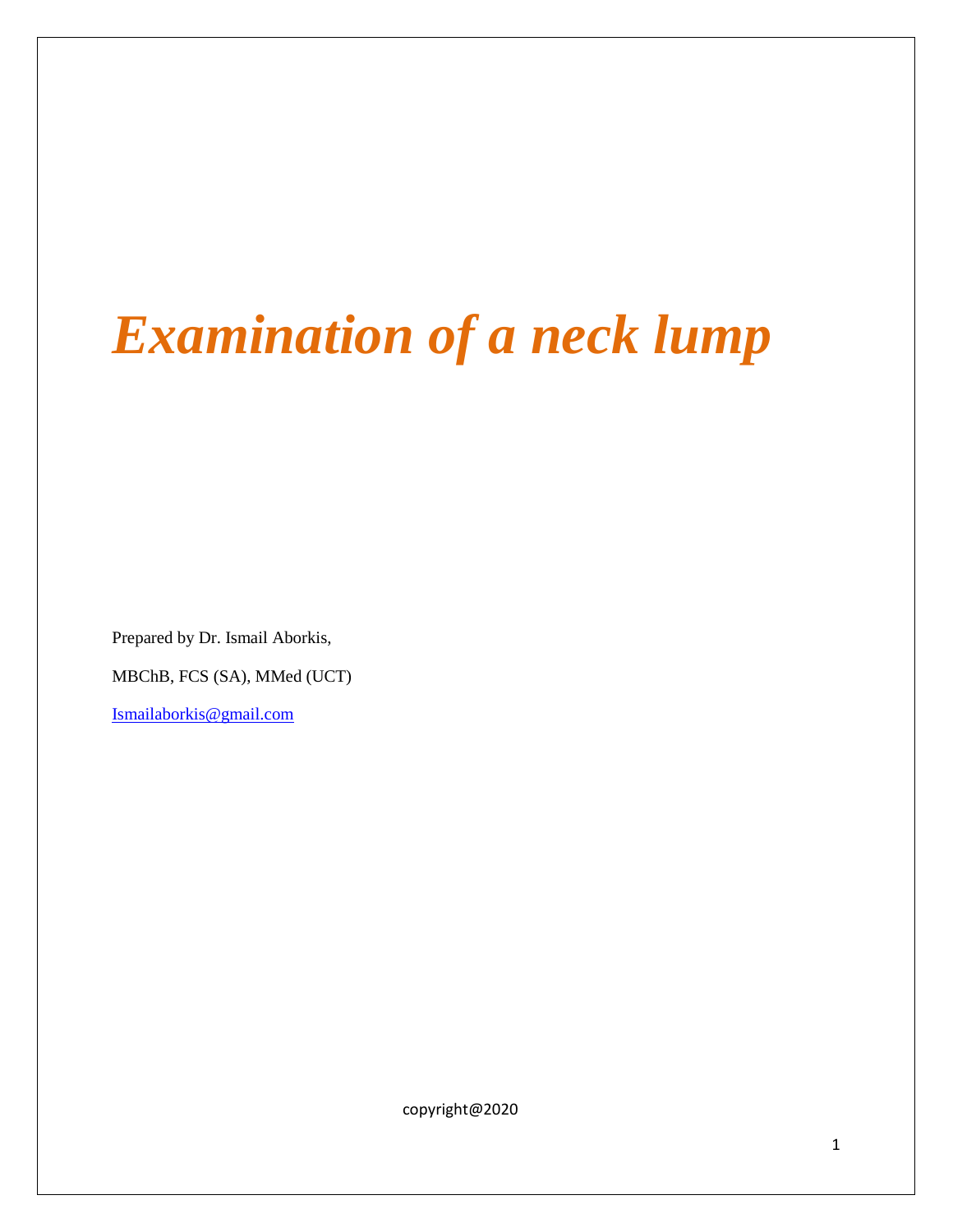# *Examination of a neck lump*

Prepared by Dr. Ismail Aborkis,

MBChB, FCS (SA), MMed (UCT)

Ismailaborkis@gmail.com

copyright@2020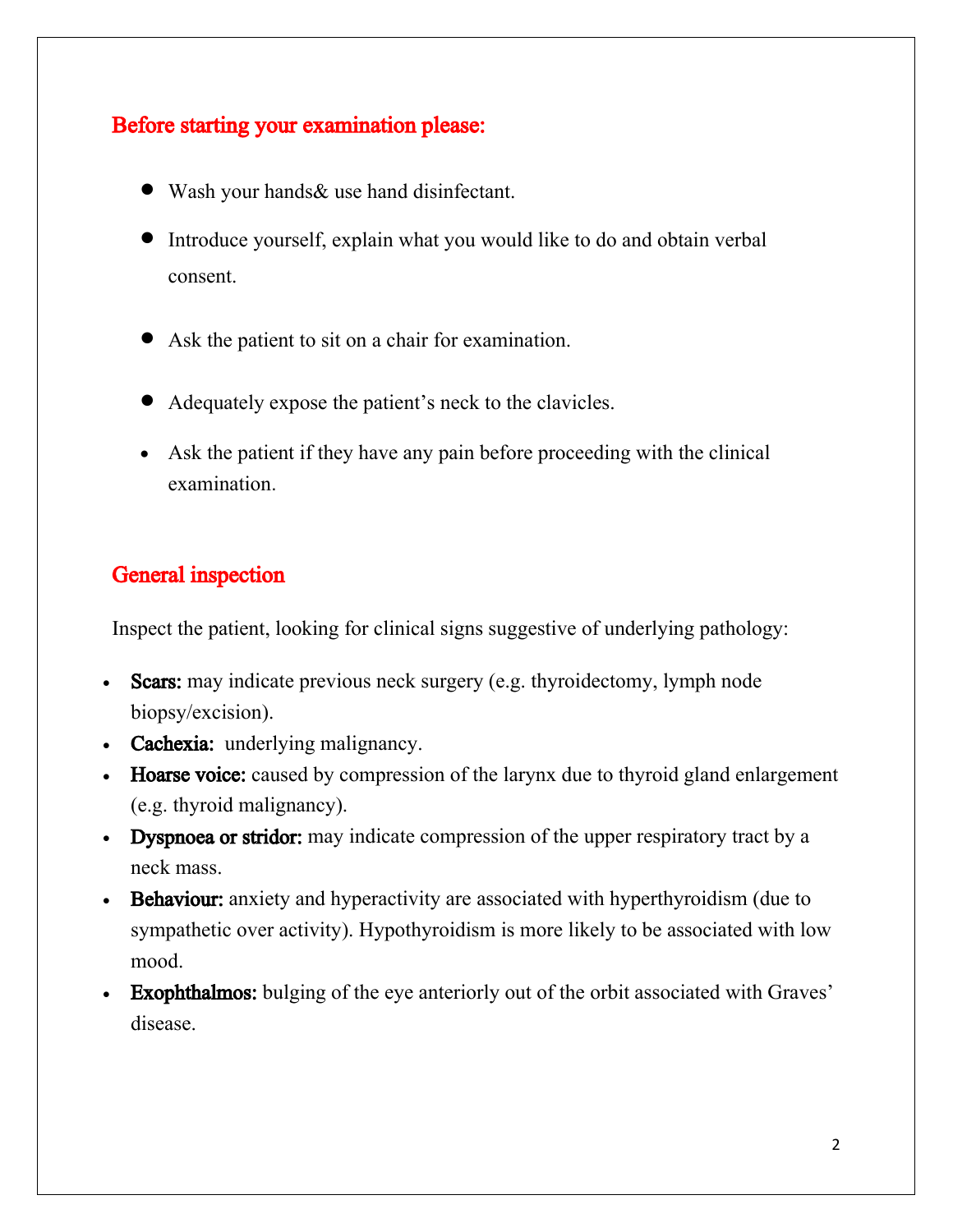## Before starting your examination please:

- Wash your hands& use hand disinfectant.
- Introduce yourself, explain what you would like to do and obtain verbal consent.
- Ask the patient to sit on a chair for examination.
- Adequately expose the patient's neck to the clavicles.
- Ask the patient if they have any pain before proceeding with the clinical examination.

## General inspection

Inspect the patient, looking for clinical signs suggestive of underlying pathology:

- **Scars:** may indicate previous neck surgery (e.g. thyroidectomy, lymph node biopsy/excision).
- **Cachexia:** underlying malignancy.
- **Hoarse voice:** caused by compression of the larynx due to thyroid gland enlargement (e.g. thyroid malignancy).
- **Dyspnoea or stridor:** may indicate compression of the upper respiratory tract by a neck mass.
- **Behaviour:** anxiety and hyperactivity are associated with hyperthyroidism (due to sympathetic over activity). Hypothyroidism is more likely to be associated with low mood.
- **Exophthalmos:** bulging of the eye anteriorly out of the orbit associated with Graves' disease.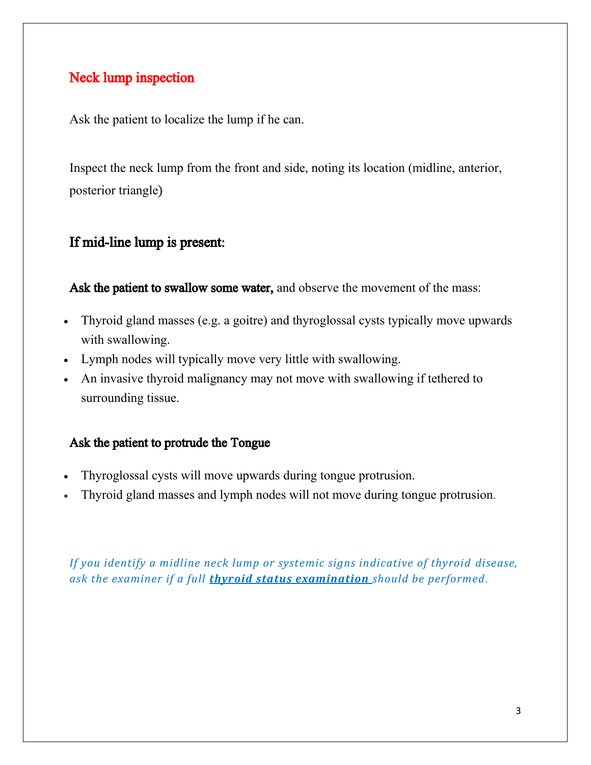## Neck lump inspection

Ask the patient to localize the lump if he can.

Inspect the neck lump from the front and side, noting its location (midline, anterior, posterior triangle)

### If mid-line lump is present:

**Ask the patient to swallow some water,** and observe the movement of the mass:

- Thyroid gland masses (e.g. a goitre) and thyroglossal cysts typically move upwards with swallowing.
- Lymph nodes will typically move very little with swallowing.
- An invasive thyroid malignancy may not move with swallowing if tethered to surrounding tissue.

**Ask the patient to protrude the Tongue**

- Thyroglossal cysts will move upwards during tongue protrusion.
- Thyroid gland masses and lymph nodes will not move during tongue protrusion.

*If you identify a midline neck lump or systemic signs indicative of thyroid disease, ask the examiner if a full **thyroid status examination** should be performed.*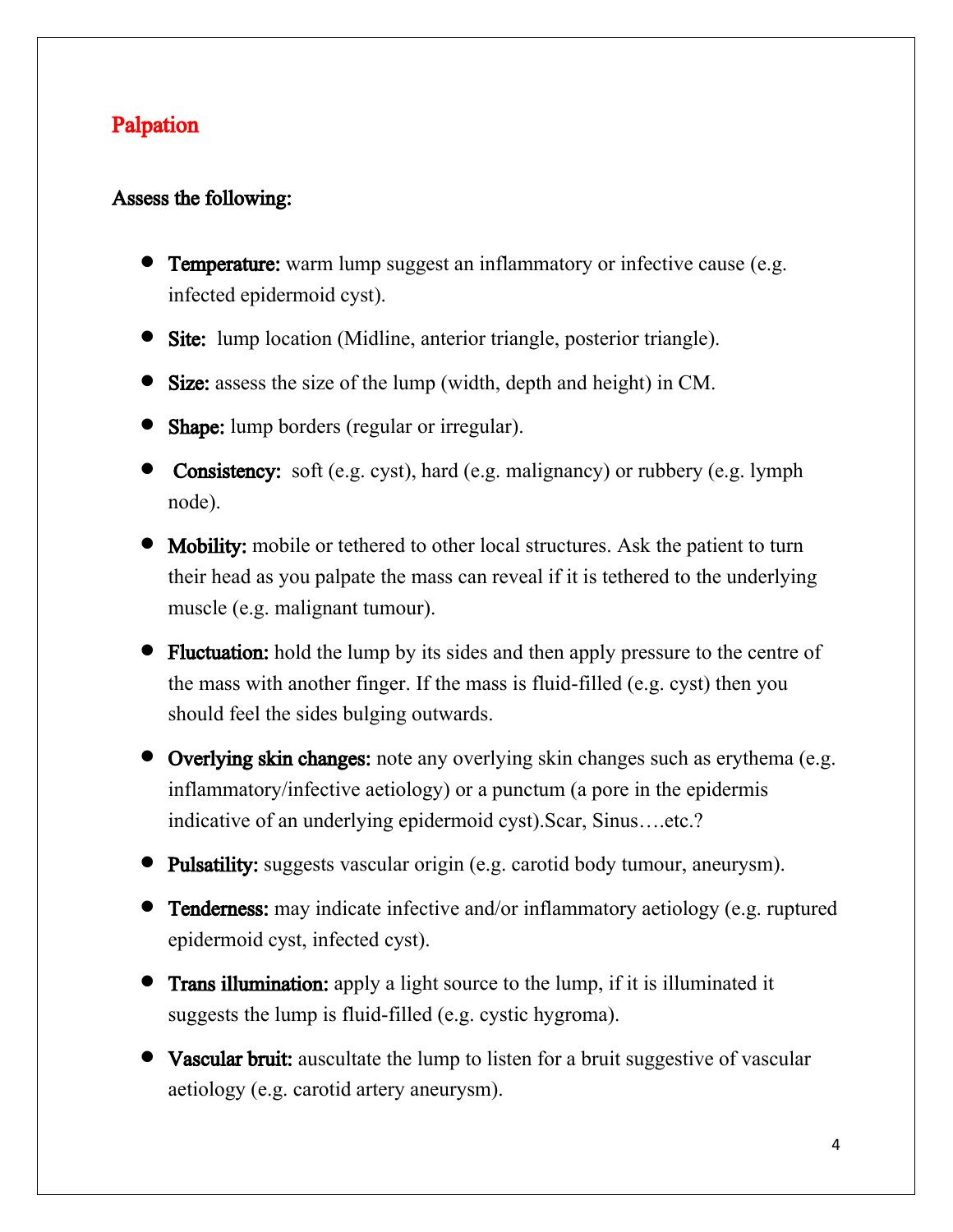## Palpation

**Assess the following:**

- **Temperature:** warm lump suggest an inflammatory or infective cause (e.g. infected epidermoid cyst).
- **Site:** lump location (Midline, anterior triangle, posterior triangle).
- **Size:** assess the size of the lump (width, depth and height) in CM.
- **Shape:** lump borders (regular or irregular).
- **Consistency:** soft (e.g. cyst), hard (e.g. malignancy) or rubbery (e.g. lymph node).
- **Mobility:** mobile or tethered to other local structures. Ask the patient to turn their head as you palpate the mass can reveal if it is tethered to the underlying muscle (e.g. malignant tumour).
- **Fluctuation:** hold the lump by its sides and then apply pressure to the centre of the mass with another finger. If the mass is fluid-filled (e.g. cyst) then you should feel the sides bulging outwards.
- **Overlying skin changes:** note any overlying skin changes such as erythema (e.g. inflammatory/infective aetiology) or a punctum (a pore in the epidermis indicative of an underlying epidermoid cyst).Scar, Sinus….etc.?
- **Pulsatility:** suggests vascular origin (e.g. carotid body tumour, aneurysm).
- **Tenderness:** may indicate infective and/or inflammatory aetiology (e.g. ruptured epidermoid cyst, infected cyst).
- **Trans illumination:** apply a light source to the lump, if it is illuminated it suggests the lump is fluid-filled (e.g. cystic hygroma).
- **Vascular bruit:** auscultate the lump to listen for a bruit suggestive of vascular aetiology (e.g. carotid artery aneurysm).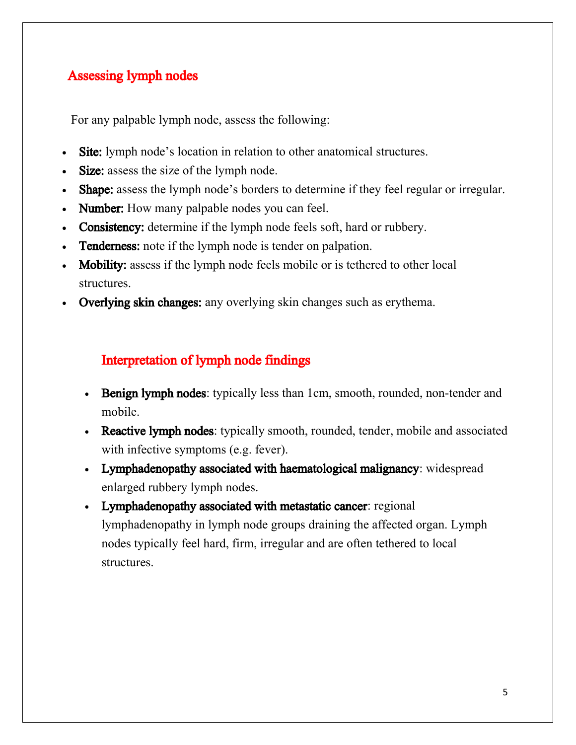## Assessing lymph nodes

For any palpable lymph node, assess the following:

- **Site:** lymph node's location in relation to other anatomical structures.
- **Size:** assess the size of the lymph node.
- **Shape:** assess the lymph node's borders to determine if they feel regular or irregular.
- **Number:** How many palpable nodes you can feel.
- **Consistency:** determine if the lymph node feels soft, hard or rubbery.
- **Tenderness:** note if the lymph node is tender on palpation.
- **Mobility:** assess if the lymph node feels mobile or is tethered to other local structures.
- **Overlying skin changes:** any overlying skin changes such as erythema.

## Interpretation of lymph node findings

- **Benign lymph nodes**: typically less than 1cm, smooth, rounded, non-tender and mobile.
- **Reactive lymph nodes**: typically smooth, rounded, tender, mobile and associated with infective symptoms (e.g. fever).
- **Lymphadenopathy associated with haematological malignancy**: widespread enlarged rubbery lymph nodes.
- **Lymphadenopathy associated with metastatic cancer**: regional lymphadenopathy in lymph node groups draining the affected organ. Lymph nodes typically feel hard, firm, irregular and are often tethered to local structures.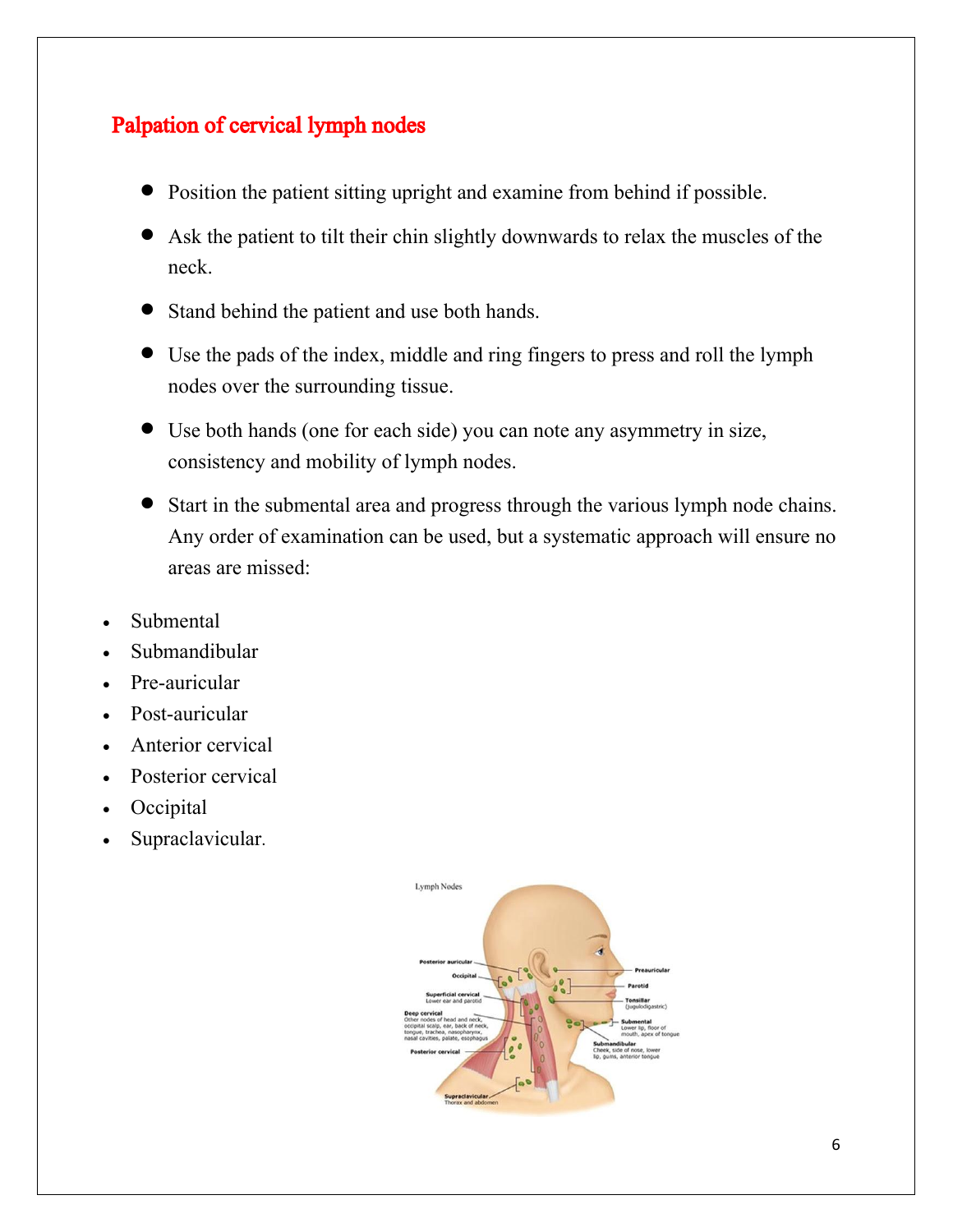## Palpation of cervical lymph nodes

- Position the patient sitting upright and examine from behind if possible.
- Ask the patient to tilt their chin slightly downwards to relax the muscles of the neck.
- Stand behind the patient and use both hands.
- Use the pads of the index, middle and ring fingers to press and roll the lymph nodes over the surrounding tissue.
- Use both hands (one for each side) you can note any asymmetry in size, consistency and mobility of lymph nodes.
- Start in the submental area and progress through the various lymph node chains. Any order of examination can be used, but a systematic approach will ensure no areas are missed:

- Submental
- Submandibular
- Pre-auricular
- Post-auricular
- Anterior cervical
- Posterior cervical
- Occipital
- Supraclavicular.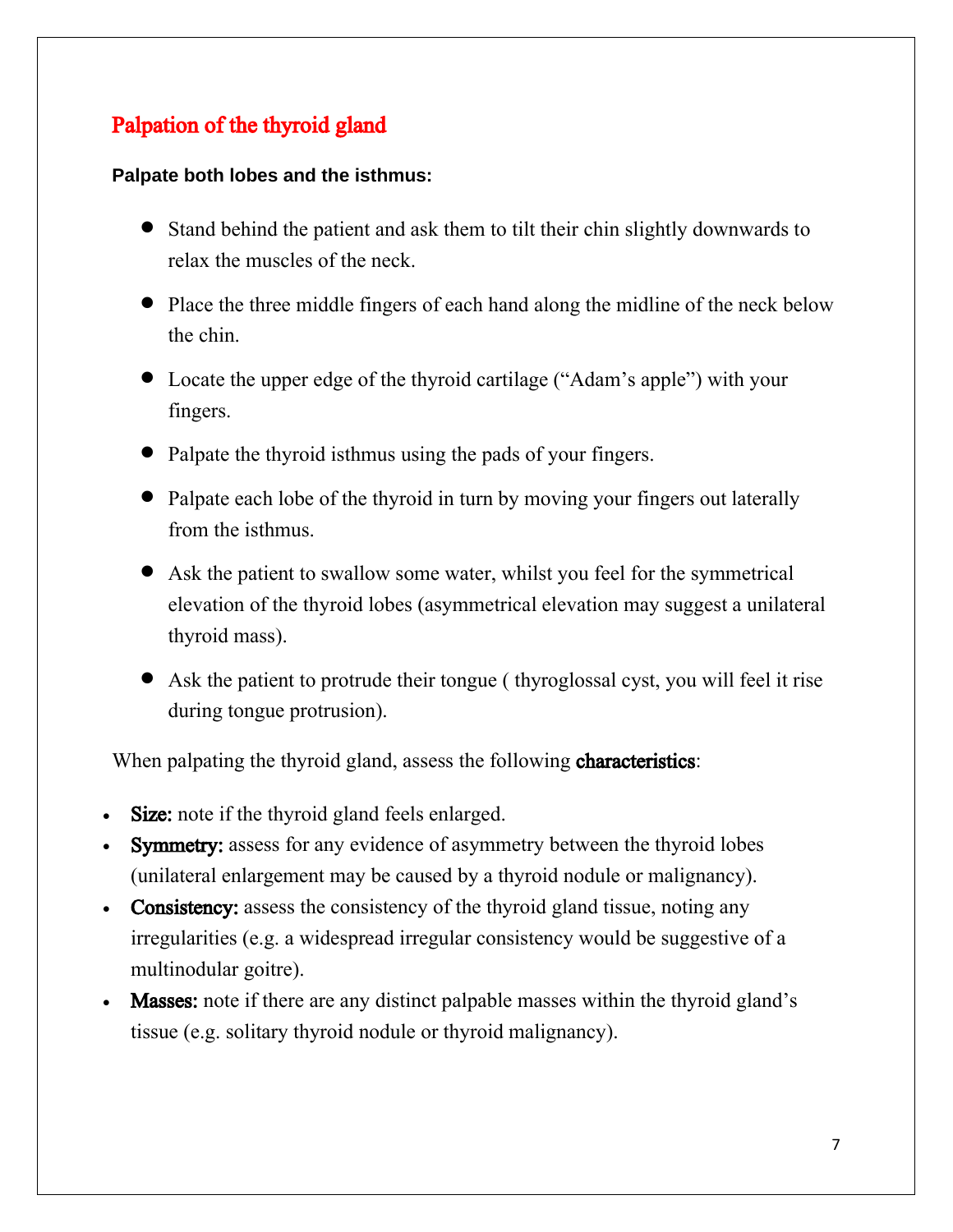## Palpation of the thyroid gland

**Palpate both lobes and the isthmus:**

- Stand behind the patient and ask them to tilt their chin slightly downwards to relax the muscles of the neck.
- Place the three middle fingers of each hand along the midline of the neck below the chin.
- Locate the upper edge of the thyroid cartilage ("Adam's apple") with your fingers.
- Palpate the thyroid isthmus using the pads of your fingers.
- Palpate each lobe of the thyroid in turn by moving your fingers out laterally from the isthmus.
- Ask the patient to swallow some water, whilst you feel for the symmetrical elevation of the thyroid lobes (asymmetrical elevation may suggest a unilateral thyroid mass).
- Ask the patient to protrude their tongue ( thyroglossal cyst, you will feel it rise during tongue protrusion).

When palpating the thyroid gland, assess the following **characteristics**:

- **Size:** note if the thyroid gland feels enlarged.
- **Symmetry:** assess for any evidence of asymmetry between the thyroid lobes (unilateral enlargement may be caused by a thyroid nodule or malignancy).
- **Consistency:** assess the consistency of the thyroid gland tissue, noting any irregularities (e.g. a widespread irregular consistency would be suggestive of a multinodular goitre).
- **Masses:** note if there are any distinct palpable masses within the thyroid gland's tissue (e.g. solitary thyroid nodule or thyroid malignancy).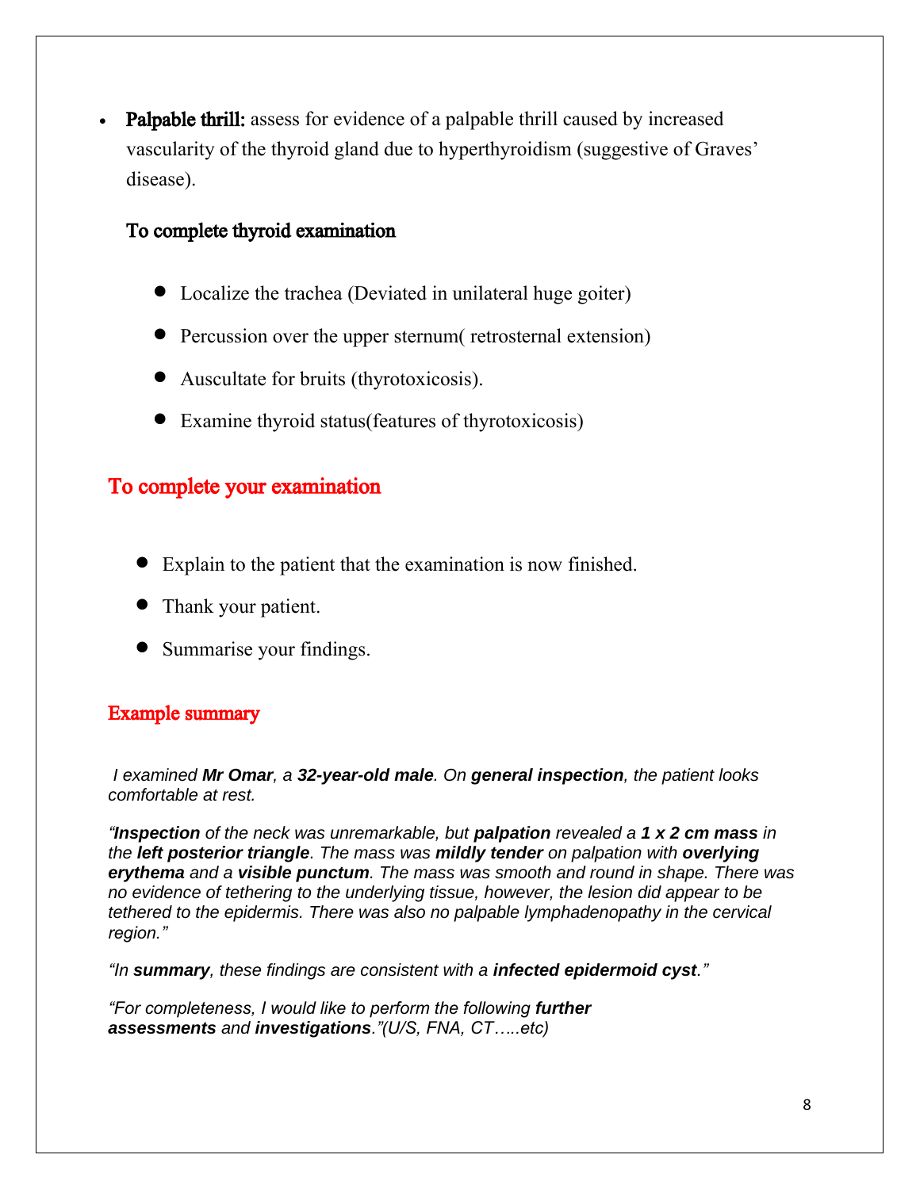- **Palpable thrill:** assess for evidence of a palpable thrill caused by increased vascularity of the thyroid gland due to hyperthyroidism (suggestive of Graves' disease).

**To complete thyroid examination**

- Localize the trachea (Deviated in unilateral huge goiter)
- Percussion over the upper sternum( retrosternal extension)
- Auscultate for bruits (thyrotoxicosis).
- Examine thyroid status(features of thyrotoxicosis)

## To complete your examination

- Explain to the patient that the examination is now finished.
- Thank your patient.
- Summarise your findings.

### Example summary

*I examined **Mr Omar**, a **32-year-old male**. On **general inspection**, the patient looks comfortable at rest.*

*"**Inspection** of the neck was unremarkable, but **palpation** revealed a **1 x 2 cm mass** in the **left posterior triangle**. The mass was **mildly tender** on palpation with **overlying erythema** and a **visible punctum**. The mass was smooth and round in shape. There was no evidence of tethering to the underlying tissue, however, the lesion did appear to be tethered to the epidermis. There was also no palpable lymphadenopathy in the cervical region."*

*"In **summary**, these findings are consistent with a **infected epidermoid cyst**."*

*"For completeness, I would like to perform the following **further assessments** and **investigations**."(U/S, FNA, CT…..etc)*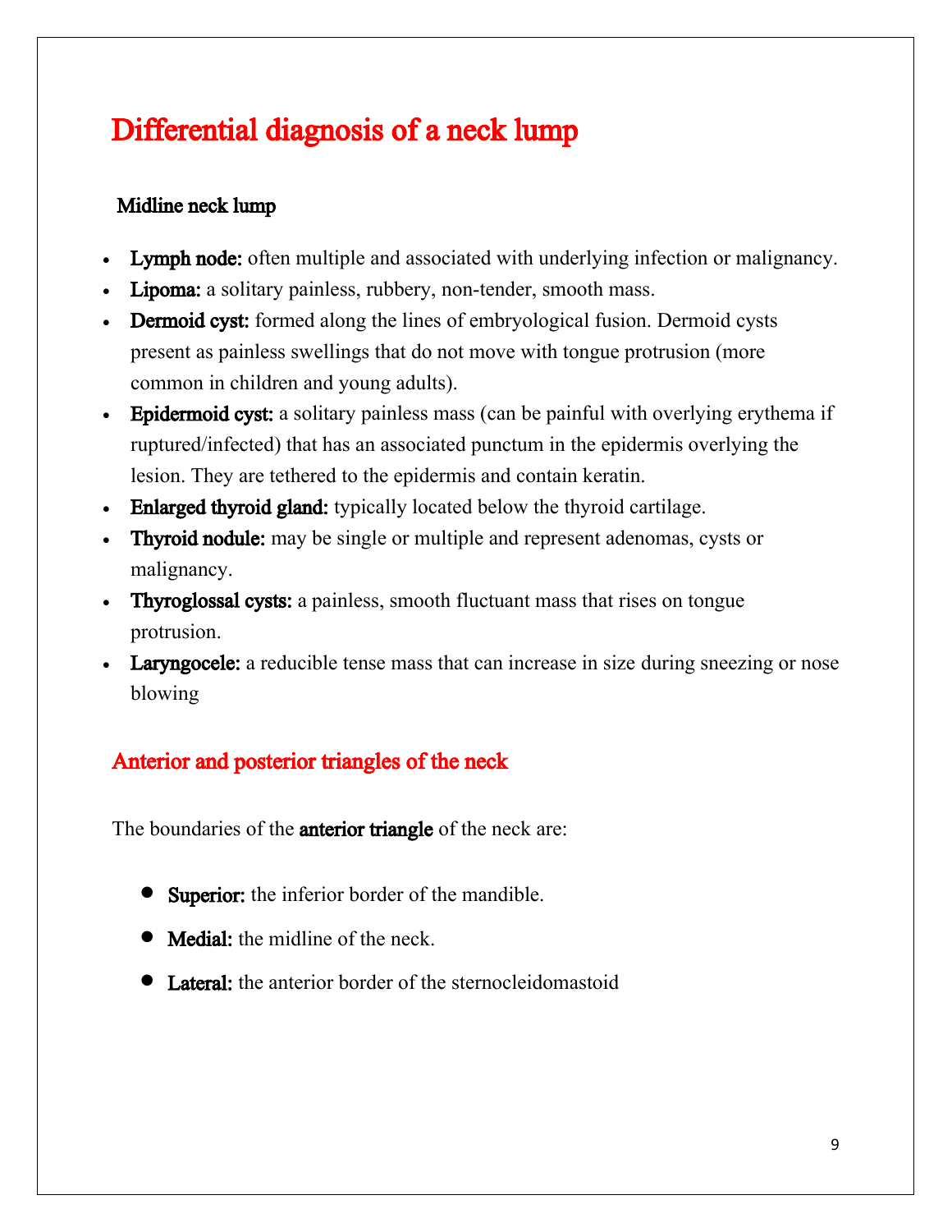# Differential diagnosis of a neck lump

### Midline neck lump

- **Lymph node:** often multiple and associated with underlying infection or malignancy.
- **Lipoma:** a solitary painless, rubbery, non-tender, smooth mass.
- **Dermoid cyst:** formed along the lines of embryological fusion. Dermoid cysts present as painless swellings that do not move with tongue protrusion (more common in children and young adults).
- **Epidermoid cyst:** a solitary painless mass (can be painful with overlying erythema if ruptured/infected) that has an associated punctum in the epidermis overlying the lesion. They are tethered to the epidermis and contain keratin.
- **Enlarged thyroid gland:** typically located below the thyroid cartilage.
- **Thyroid nodule:** may be single or multiple and represent adenomas, cysts or malignancy.
- **Thyroglossal cysts:** a painless, smooth fluctuant mass that rises on tongue protrusion.
- **Laryngocele:** a reducible tense mass that can increase in size during sneezing or nose blowing

## Anterior and posterior triangles of the neck

The boundaries of the **anterior triangle** of the neck are:

- **Superior:** the inferior border of the mandible.
- **Medial:** the midline of the neck.
- **Lateral:** the anterior border of the sternocleidomastoid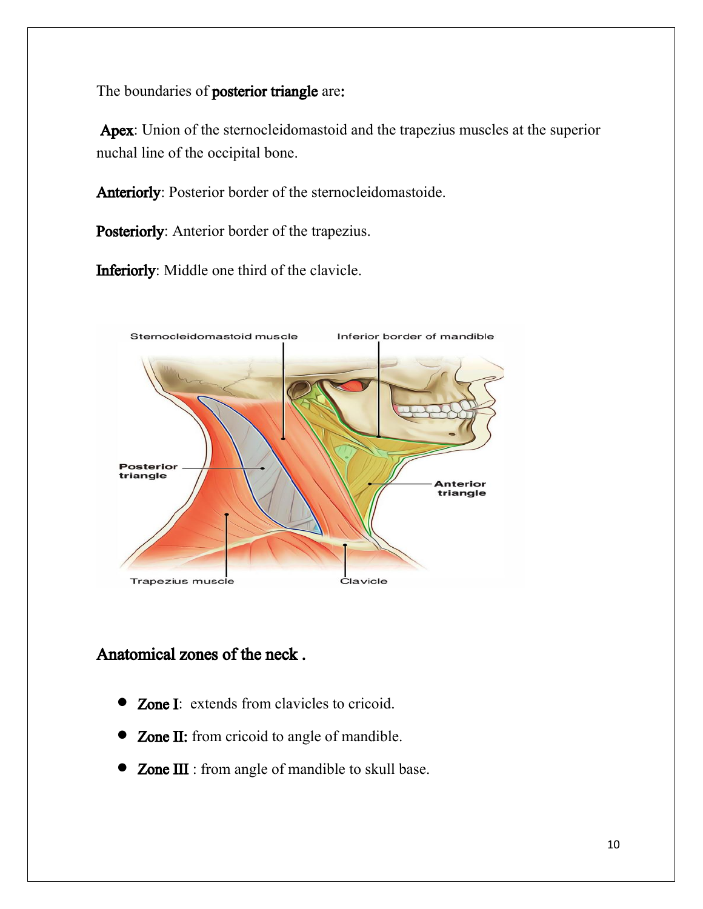The boundaries of **posterior triangle** are**:**

**Apex**: Union of the sternocleidomastoid and the trapezius muscles at the superior nuchal line of the occipital bone.

**Anteriorly**: Posterior border of the sternocleidomastoide.

**Posteriorly**: Anterior border of the trapezius.

**Inferiorly**: Middle one third of the clavicle.

## Anatomical zones of the neck .

- **Zone I**: extends from clavicles to cricoid.
- **Zone II:** from cricoid to angle of mandible.
- **Zone III** : from angle of mandible to skull base.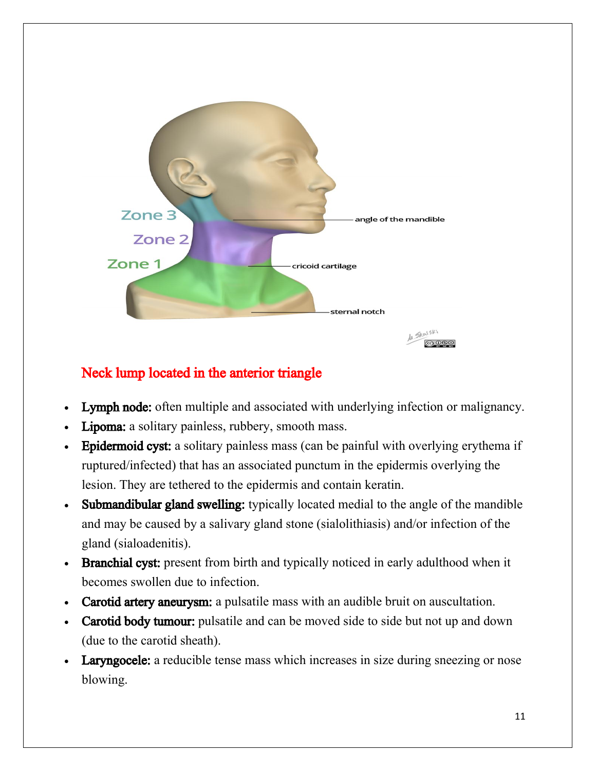## Neck lump located in the anterior triangle

- **Lymph node:** often multiple and associated with underlying infection or malignancy.
- **Lipoma:** a solitary painless, rubbery, smooth mass.
- **Epidermoid cyst:** a solitary painless mass (can be painful with overlying erythema if ruptured/infected) that has an associated punctum in the epidermis overlying the lesion. They are tethered to the epidermis and contain keratin.
- **Submandibular gland swelling:** typically located medial to the angle of the mandible and may be caused by a salivary gland stone (sialolithiasis) and/or infection of the gland (sialoadenitis).
- **Branchial cyst:** present from birth and typically noticed in early adulthood when it becomes swollen due to infection.
- **Carotid artery aneurysm:** a pulsatile mass with an audible bruit on auscultation.
- **Carotid body tumour:** pulsatile and can be moved side to side but not up and down (due to the carotid sheath).
- **Laryngocele:** a reducible tense mass which increases in size during sneezing or nose blowing.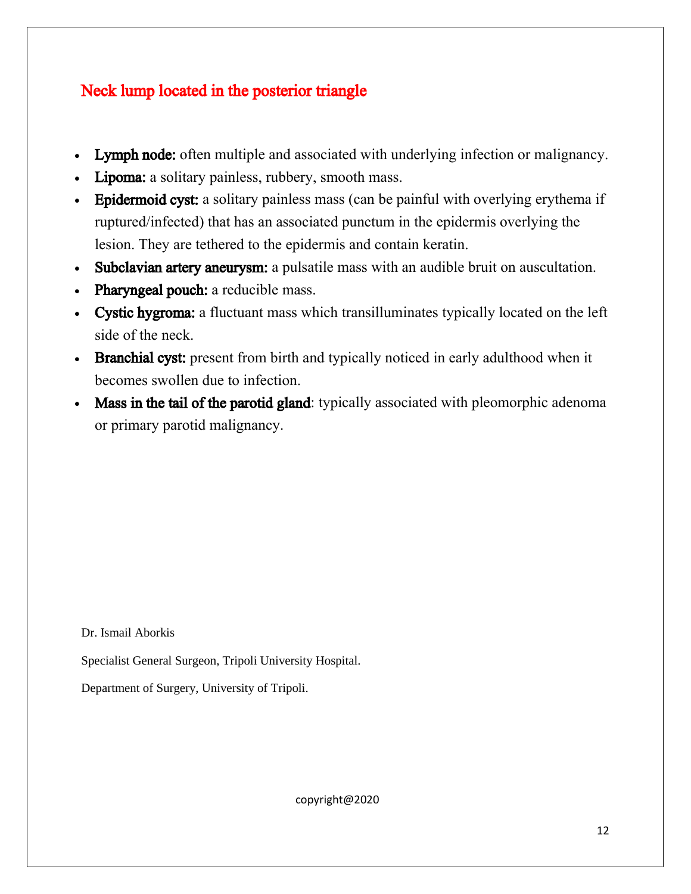## Neck lump located in the posterior triangle

- **Lymph node:** often multiple and associated with underlying infection or malignancy.
- **Lipoma:** a solitary painless, rubbery, smooth mass.
- **Epidermoid cyst:** a solitary painless mass (can be painful with overlying erythema if ruptured/infected) that has an associated punctum in the epidermis overlying the lesion. They are tethered to the epidermis and contain keratin.
- **Subclavian artery aneurysm:** a pulsatile mass with an audible bruit on auscultation.
- **Pharyngeal pouch:** a reducible mass.
- **Cystic hygroma:** a fluctuant mass which transilluminates typically located on the left side of the neck.
- **Branchial cyst:** present from birth and typically noticed in early adulthood when it becomes swollen due to infection.
- **Mass in the tail of the parotid gland**: typically associated with pleomorphic adenoma or primary parotid malignancy.

Dr. Ismail Aborkis

Specialist General Surgeon, Tripoli University Hospital.

Department of Surgery, University of Tripoli.

copyright@2020